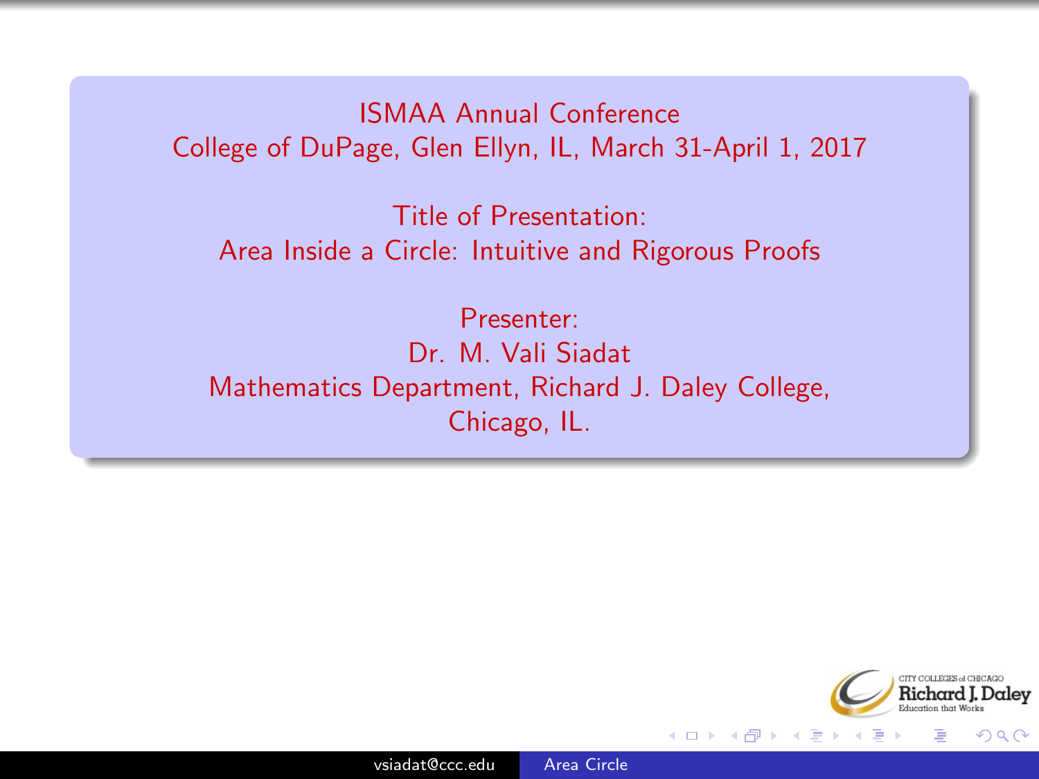ISMAA Annual Conference
College of DuPage, Glen Ellyn, IL, March 31-April 1, 2017

Title of Presentation:
Area Inside a Circle: Intuitive and Rigorous Proofs

Presenter:
Dr. M. Vali Siadat
Mathematics Department, Richard J. Daley College,
Chicago, IL.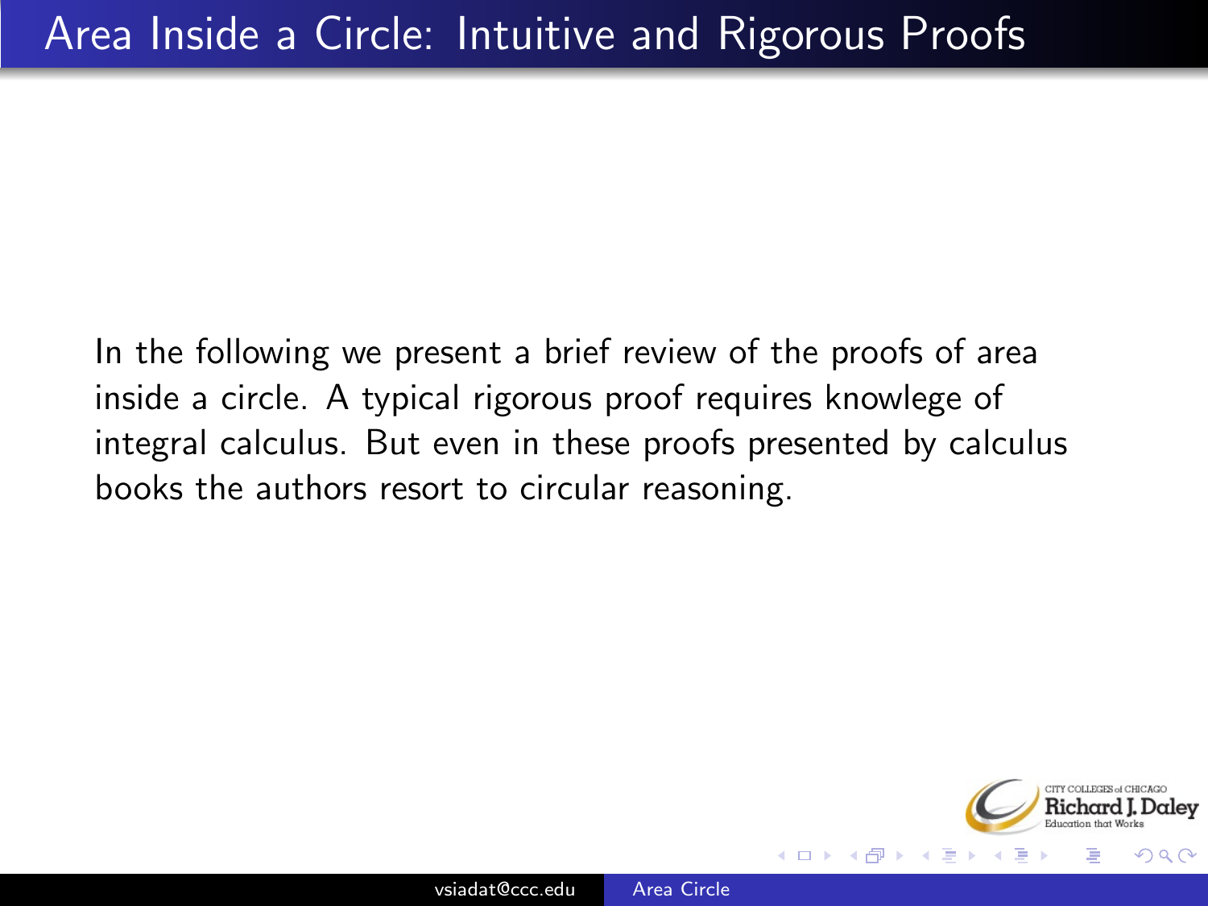# Area Inside a Circle: Intuitive and Rigorous Proofs

In the following we present a brief review of the proofs of area inside a circle. A typical rigorous proof requires knowlege of integral calculus. But even in these proofs presented by calculus books the authors resort to circular reasoning.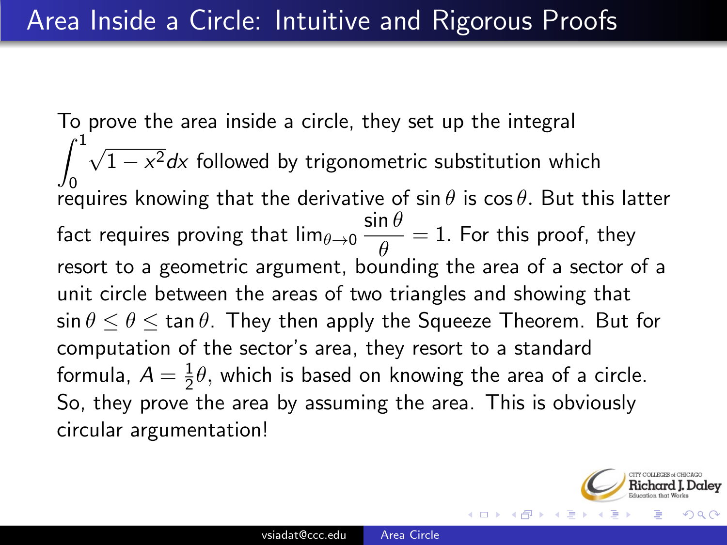# Area Inside a Circle: Intuitive and Rigorous Proofs

To prove the area inside a circle, they set up the integral $\int_0^1 \sqrt{1-x^2}dx$ followed by trigonometric substitution which requires knowing that the derivative of $\sin\theta$ is $\cos\theta$. But this latter fact requires proving that $\lim_{\theta\to 0} \dfrac{\sin\theta}{\theta} = 1$. For this proof, they resort to a geometric argument, bounding the area of a sector of a unit circle between the areas of two triangles and showing that $\sin\theta \leq \theta \leq \tan\theta$. They then apply the Squeeze Theorem. But for computation of the sector's area, they resort to a standard formula, $A = \frac{1}{2}\theta$, which is based on knowing the area of a circle. So, they prove the area by assuming the area. This is obviously circular argumentation!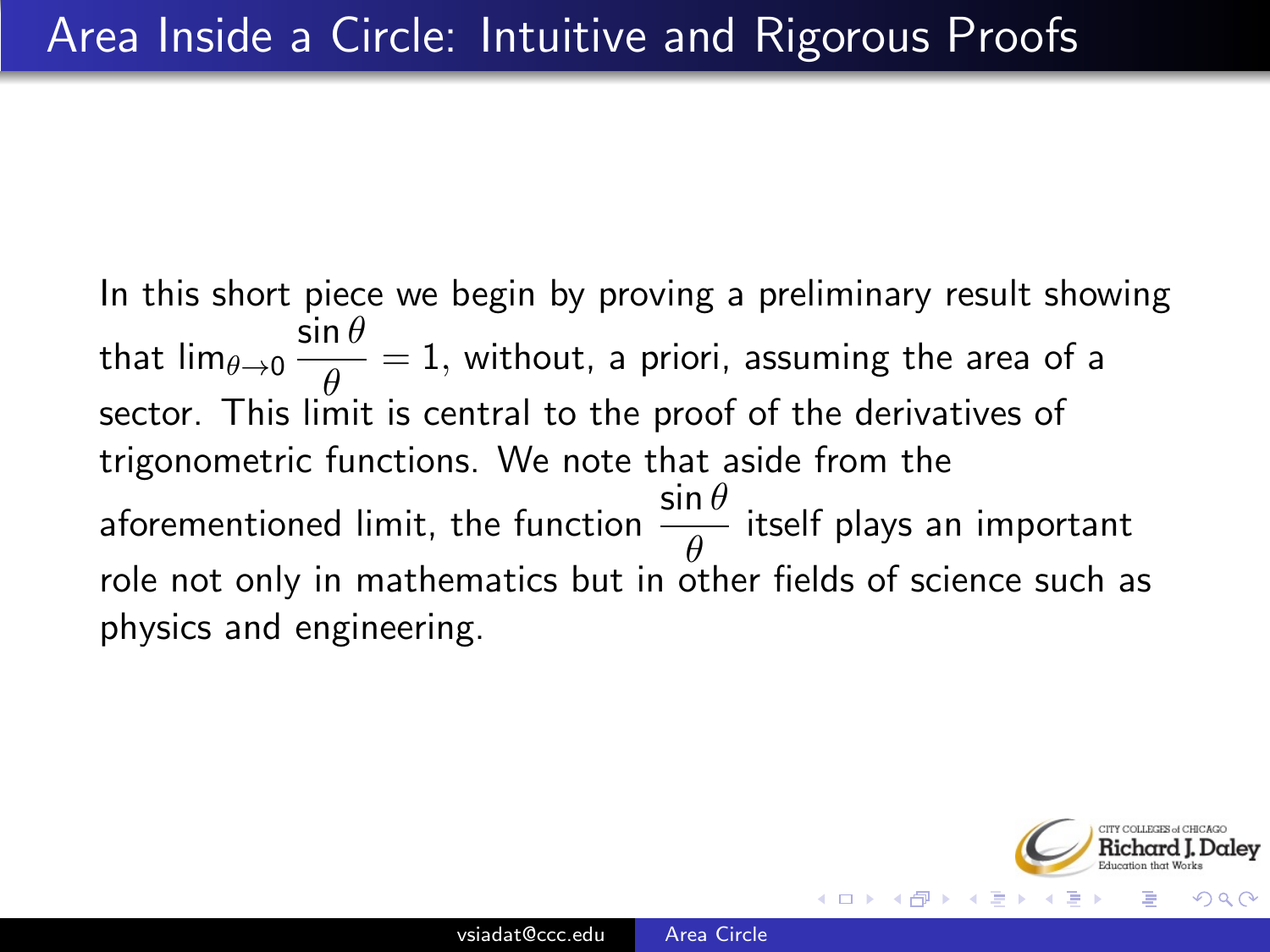# Area Inside a Circle: Intuitive and Rigorous Proofs

In this short piece we begin by proving a preliminary result showing that $\lim_{\theta \to 0} \dfrac{\sin\theta}{\theta} = 1$, without, a priori, assuming the area of a sector. This limit is central to the proof of the derivatives of trigonometric functions. We note that aside from the aforementioned limit, the function $\dfrac{\sin\theta}{\theta}$ itself plays an important role not only in mathematics but in other fields of science such as physics and engineering.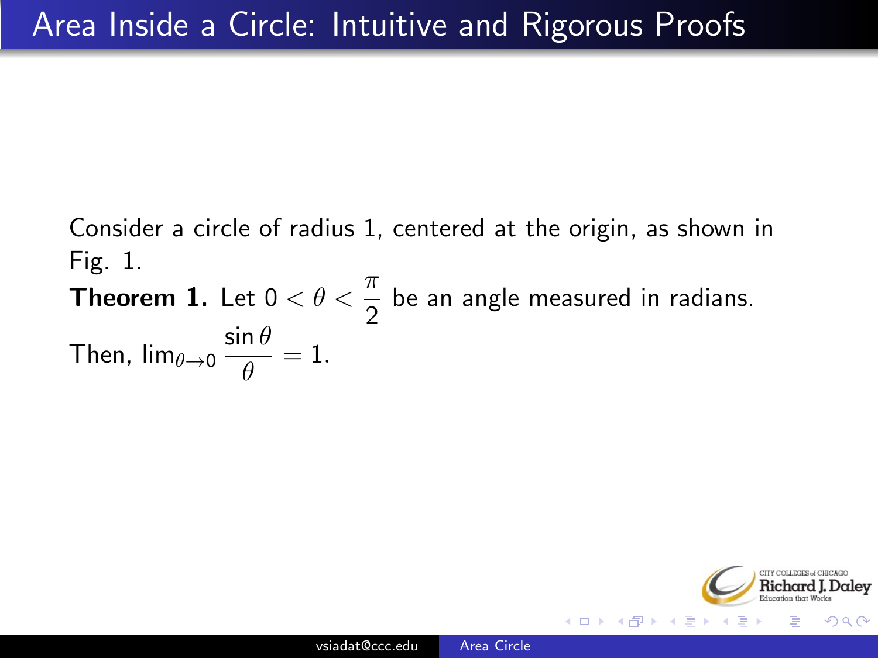# Area Inside a Circle: Intuitive and Rigorous Proofs

Consider a circle of radius 1, centered at the origin, as shown in Fig. 1.

**Theorem 1.** Let $0 < \theta < \dfrac{\pi}{2}$ be an angle measured in radians. Then, $\lim_{\theta \to 0} \dfrac{\sin \theta}{\theta} = 1$.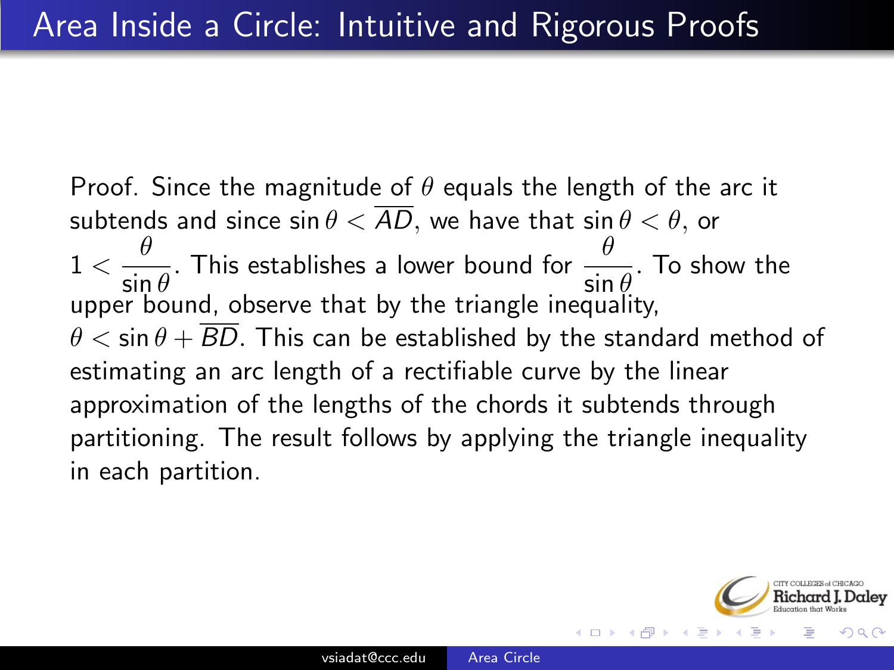# Area Inside a Circle: Intuitive and Rigorous Proofs

Proof. Since the magnitude of $\theta$ equals the length of the arc it subtends and since $\sin\theta < \overline{AD}$, we have that $\sin\theta < \theta$, or $1 < \dfrac{\theta}{\sin\theta}$. This establishes a lower bound for $\dfrac{\theta}{\sin\theta}$. To show the upper bound, observe that by the triangle inequality, $\theta < \sin\theta + \overline{BD}$. This can be established by the standard method of estimating an arc length of a rectifiable curve by the linear approximation of the lengths of the chords it subtends through partitioning. The result follows by applying the triangle inequality in each partition.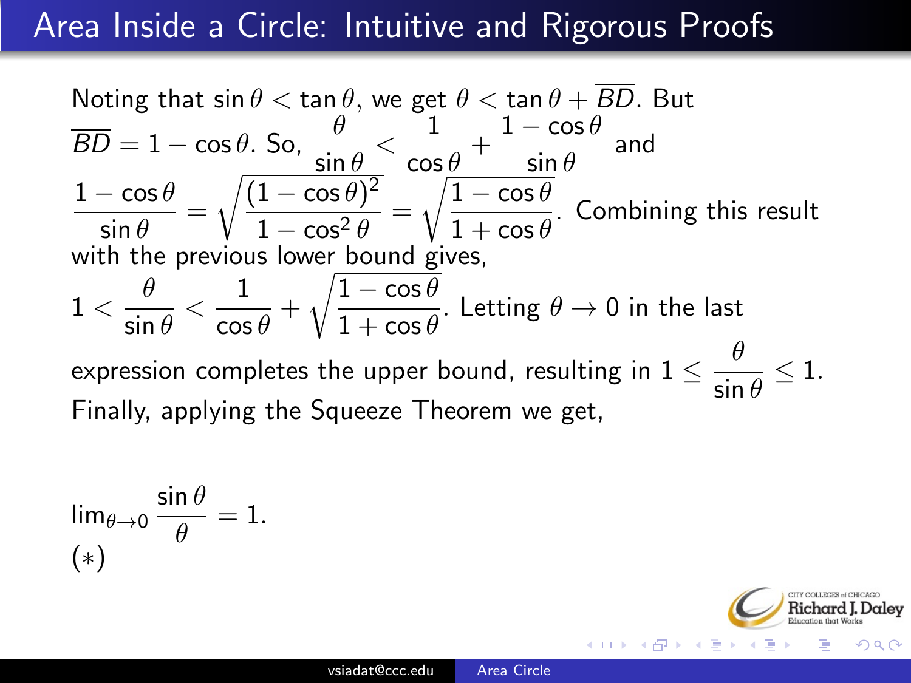# Area Inside a Circle: Intuitive and Rigorous Proofs

Noting that $\sin\theta < \tan\theta$, we get $\theta < \tan\theta + \overline{BD}$. But $\overline{BD} = 1 - \cos\theta$. So, $\dfrac{\theta}{\sin\theta} < \dfrac{1}{\cos\theta} + \dfrac{1-\cos\theta}{\sin\theta}$ and $\dfrac{1-\cos\theta}{\sin\theta} = \sqrt{\dfrac{(1-\cos\theta)^2}{1-\cos^2\theta}} = \sqrt{\dfrac{1-\cos\theta}{1+\cos\theta}}$. Combining this result with the previous lower bound gives,

$1 < \dfrac{\theta}{\sin\theta} < \dfrac{1}{\cos\theta} + \sqrt{\dfrac{1-\cos\theta}{1+\cos\theta}}$. Letting $\theta \to 0$ in the last expression completes the upper bound, resulting in $1 \leq \dfrac{\theta}{\sin\theta} \leq 1$.

Finally, applying the Squeeze Theorem we get,

$$\lim_{\theta\to 0} \frac{\sin\theta}{\theta} = 1.$$

$(*)$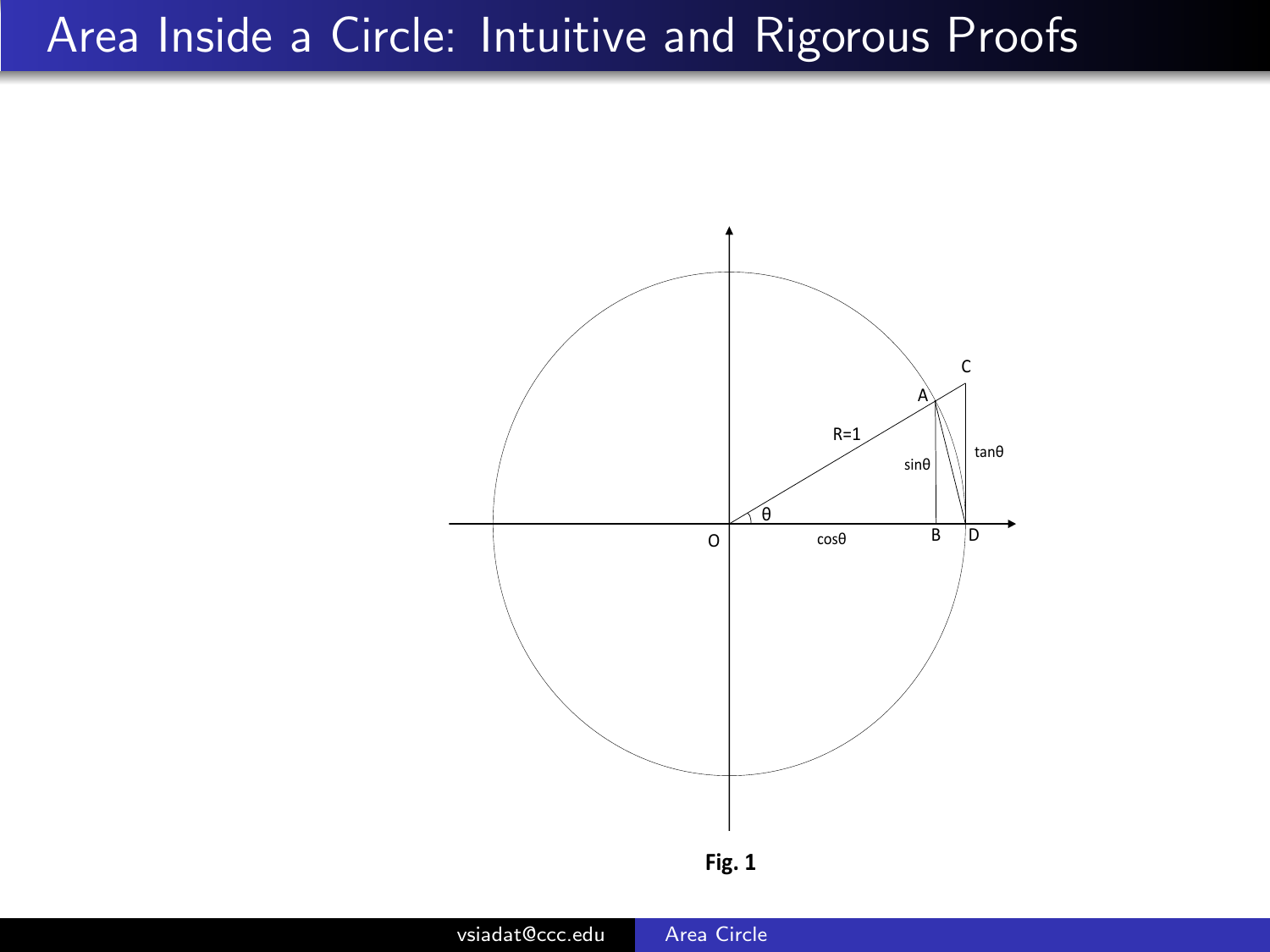# Area Inside a Circle: Intuitive and Rigorous Proofs

Fig. 1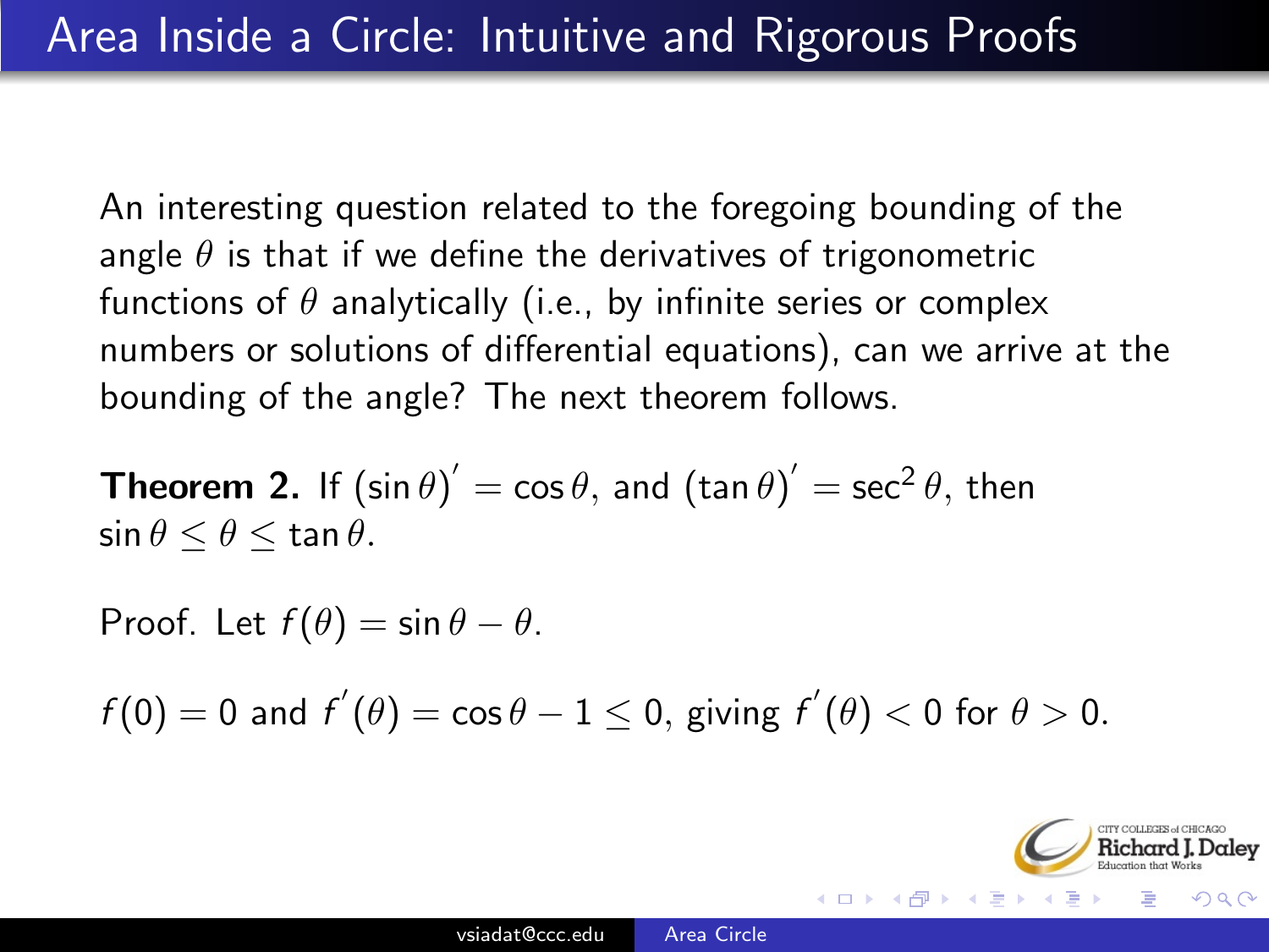# Area Inside a Circle: Intuitive and Rigorous Proofs

An interesting question related to the foregoing bounding of the angle $\theta$ is that if we define the derivatives of trigonometric functions of $\theta$ analytically (i.e., by infinite series or complex numbers or solutions of differential equations), can we arrive at the bounding of the angle? The next theorem follows.

**Theorem 2.** If $(\sin\theta)' = \cos\theta$, and $(\tan\theta)' = \sec^2\theta$, then $\sin\theta \leq \theta \leq \tan\theta$.

Proof. Let $f(\theta) = \sin\theta - \theta$.

$f(0) = 0$ and $f'(\theta) = \cos\theta - 1 \leq 0$, giving $f'(\theta) < 0$ for $\theta > 0$.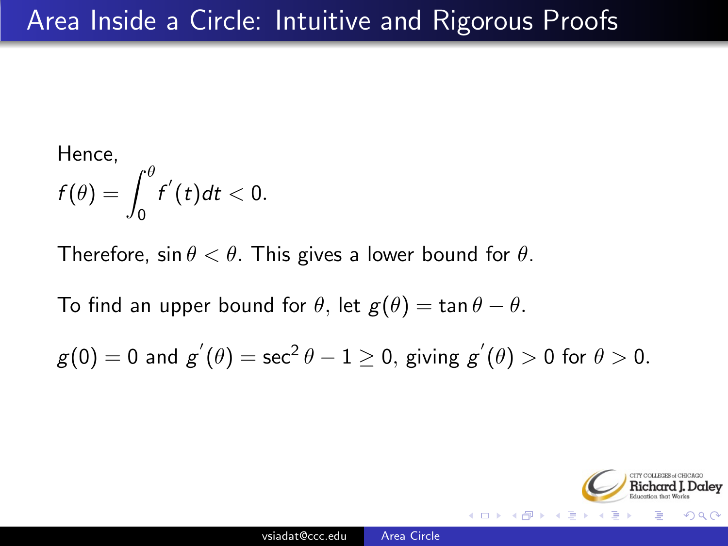# Area Inside a Circle: Intuitive and Rigorous Proofs

Hence,

$$f(\theta) = \int_0^{\theta} f'(t)dt < 0.$$

Therefore, $\sin\theta < \theta$. This gives a lower bound for $\theta$.

To find an upper bound for $\theta$, let $g(\theta) = \tan\theta - \theta$.

$g(0) = 0$ and $g'(\theta) = \sec^2\theta - 1 \geq 0$, giving $g'(\theta) > 0$ for $\theta > 0$.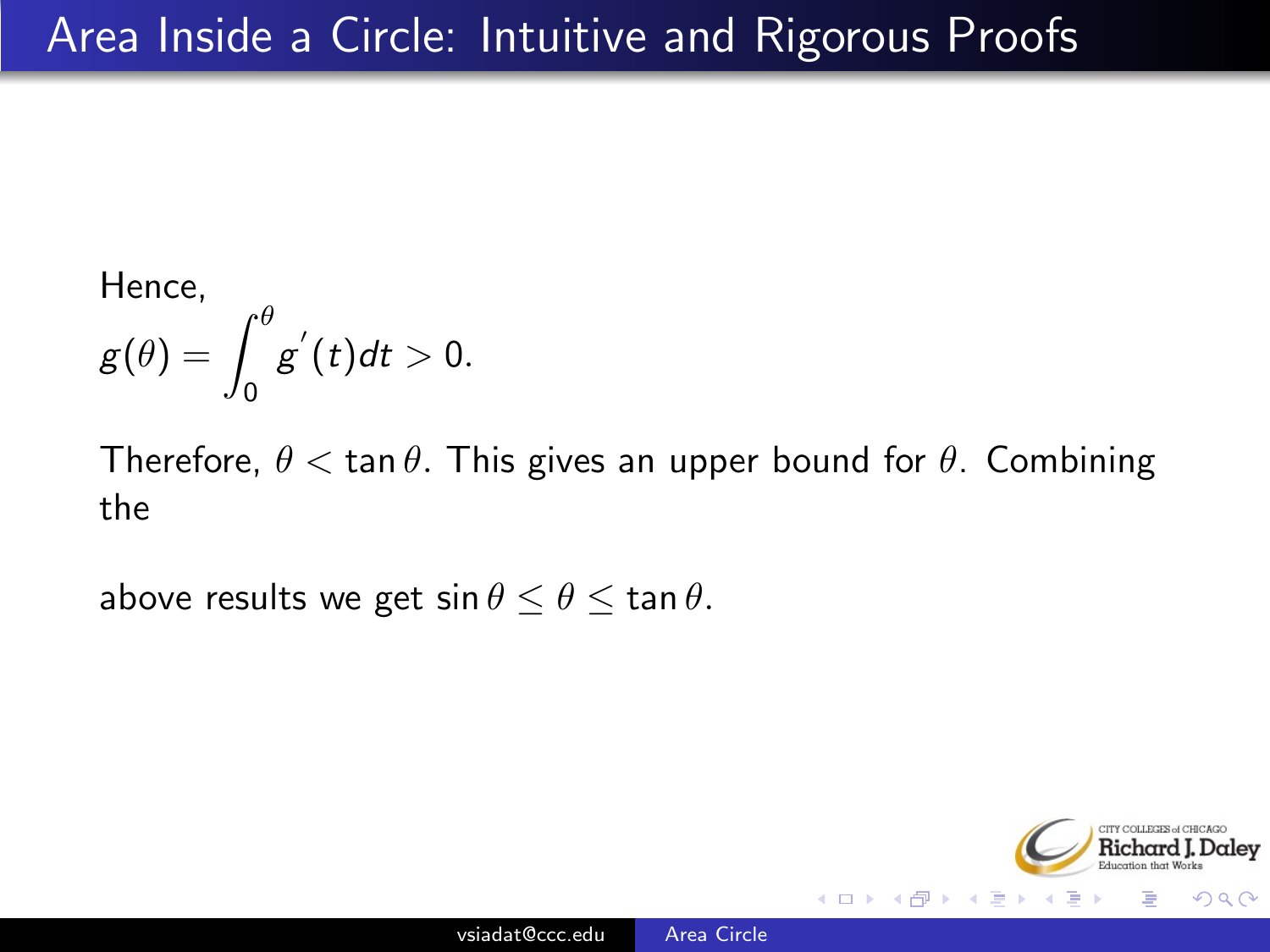# Area Inside a Circle: Intuitive and Rigorous Proofs

Hence,

$$g(\theta) = \int_0^{\theta} g^{'}(t)dt > 0.$$

Therefore, $\theta < \tan\theta$. This gives an upper bound for $\theta$. Combining the

above results we get $\sin\theta \leq \theta \leq \tan\theta$.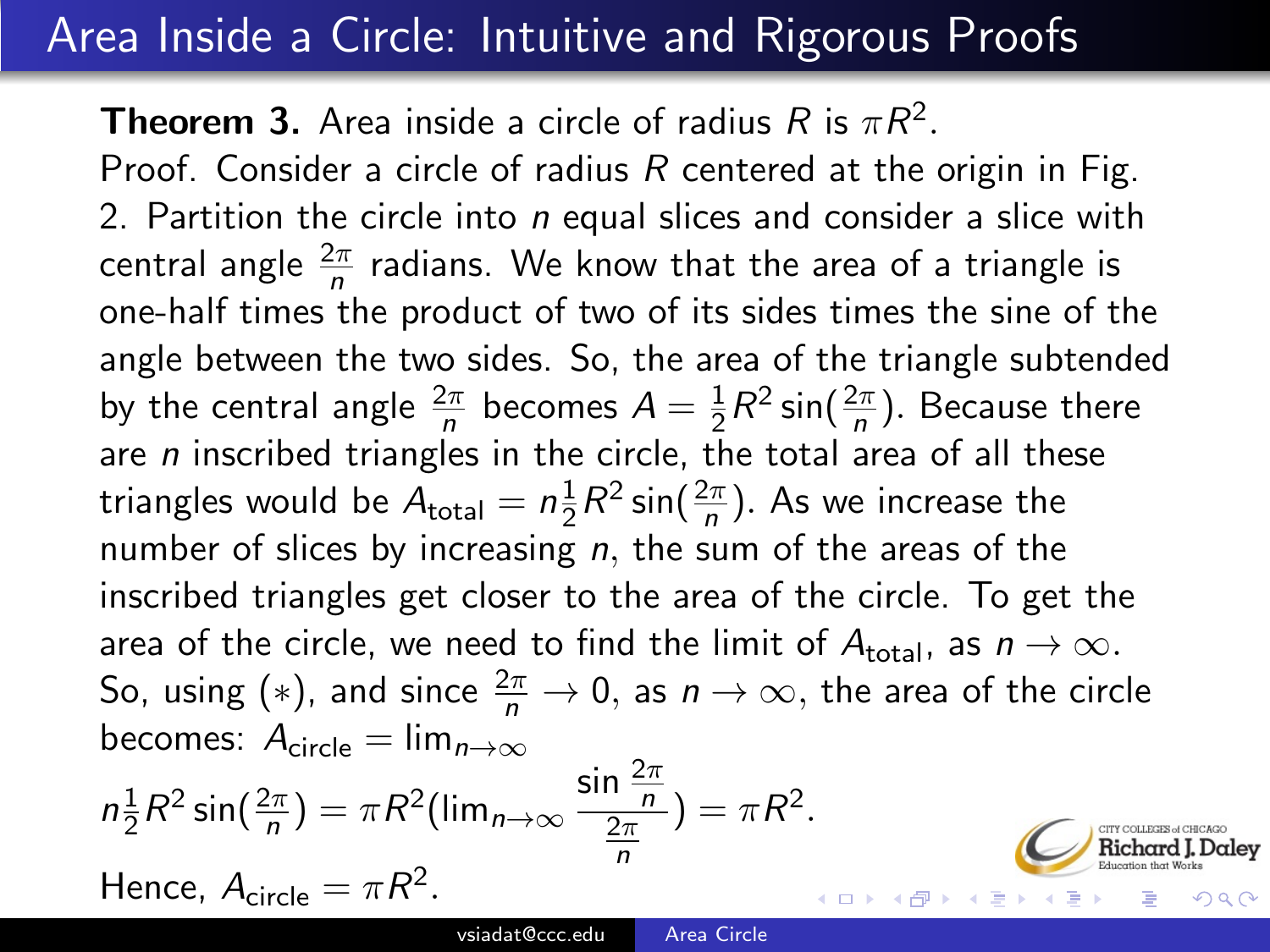# Area Inside a Circle: Intuitive and Rigorous Proofs

**Theorem 3.** Area inside a circle of radius $R$ is $\pi R^2$.

Proof. Consider a circle of radius $R$ centered at the origin in Fig. 2. Partition the circle into $n$ equal slices and consider a slice with central angle $\frac{2\pi}{n}$ radians. We know that the area of a triangle is one-half times the product of two of its sides times the sine of the angle between the two sides. So, the area of the triangle subtended by the central angle $\frac{2\pi}{n}$ becomes $A = \frac{1}{2}R^2 \sin(\frac{2\pi}{n})$. Because there are $n$ inscribed triangles in the circle, the total area of all these triangles would be $A_{\text{total}} = n\frac{1}{2}R^2 \sin(\frac{2\pi}{n})$. As we increase the number of slices by increasing $n$, the sum of the areas of the inscribed triangles get closer to the area of the circle. To get the area of the circle, we need to find the limit of $A_{\text{total}}$, as $n \to \infty$. So, using $(*)$, and since $\frac{2\pi}{n} \to 0$, as $n \to \infty$, the area of the circle becomes: $A_{\text{circle}} = \lim_{n\to\infty}$

$$n\frac{1}{2}R^2 \sin(\frac{2\pi}{n}) = \pi R^2 (\lim_{n\to\infty} \frac{\sin \frac{2\pi}{n}}{\frac{2\pi}{n}}) = \pi R^2.$$

Hence, $A_{\text{circle}} = \pi R^2$.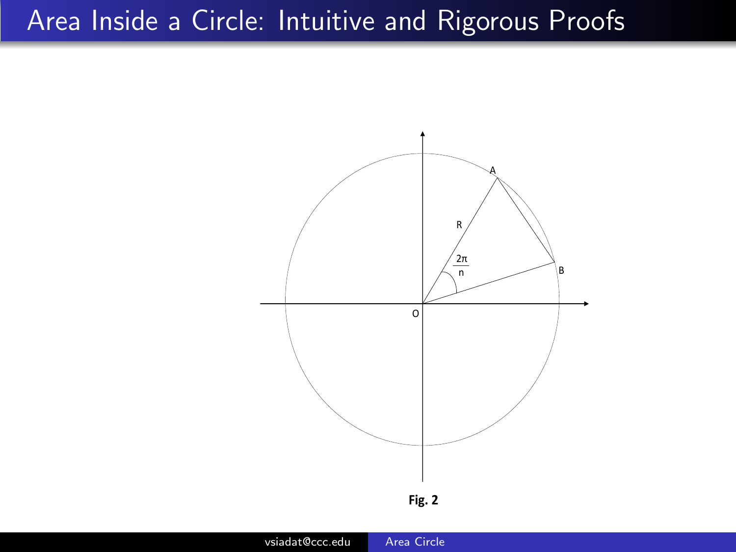## Area Inside a Circle: Intuitive and Rigorous Proofs

**Fig. 2**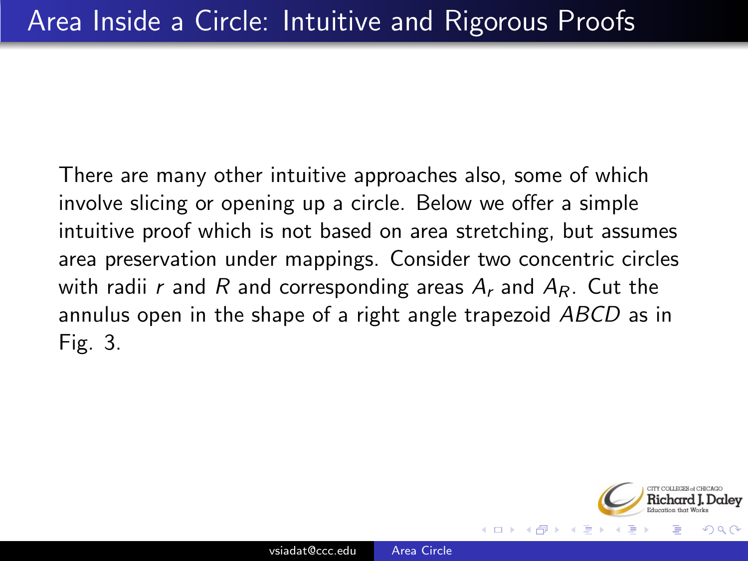# Area Inside a Circle: Intuitive and Rigorous Proofs

There are many other intuitive approaches also, some of which involve slicing or opening up a circle. Below we offer a simple intuitive proof which is not based on area stretching, but assumes area preservation under mappings. Consider two concentric circles with radii $r$ and $R$ and corresponding areas $A_r$ and $A_R$. Cut the annulus open in the shape of a right angle trapezoid $ABCD$ as in Fig. 3.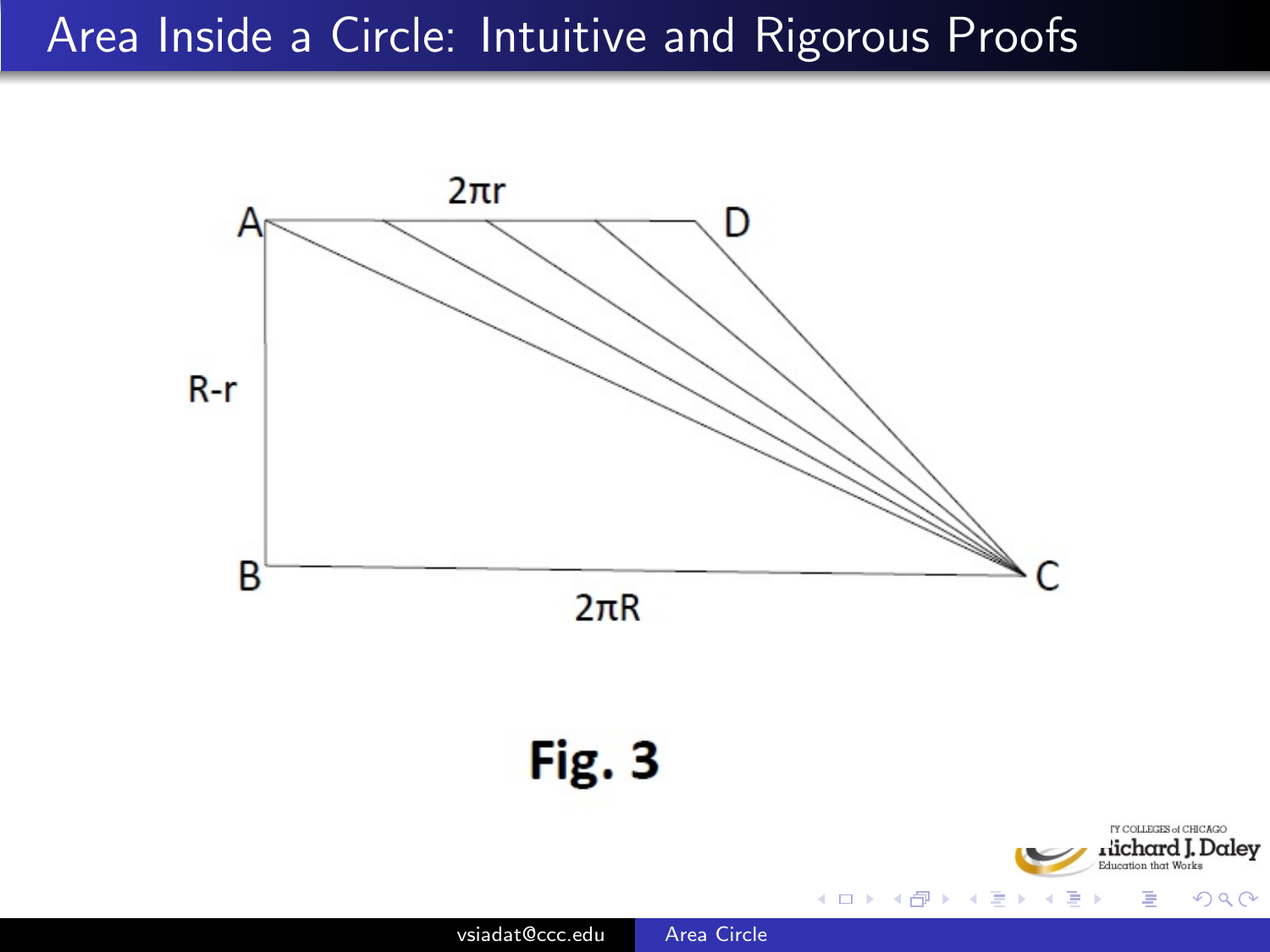# Area Inside a Circle: Intuitive and Rigorous Proofs

$2\pi r$

A D

$R-r$

B C

$2\pi R$

**Fig. 3**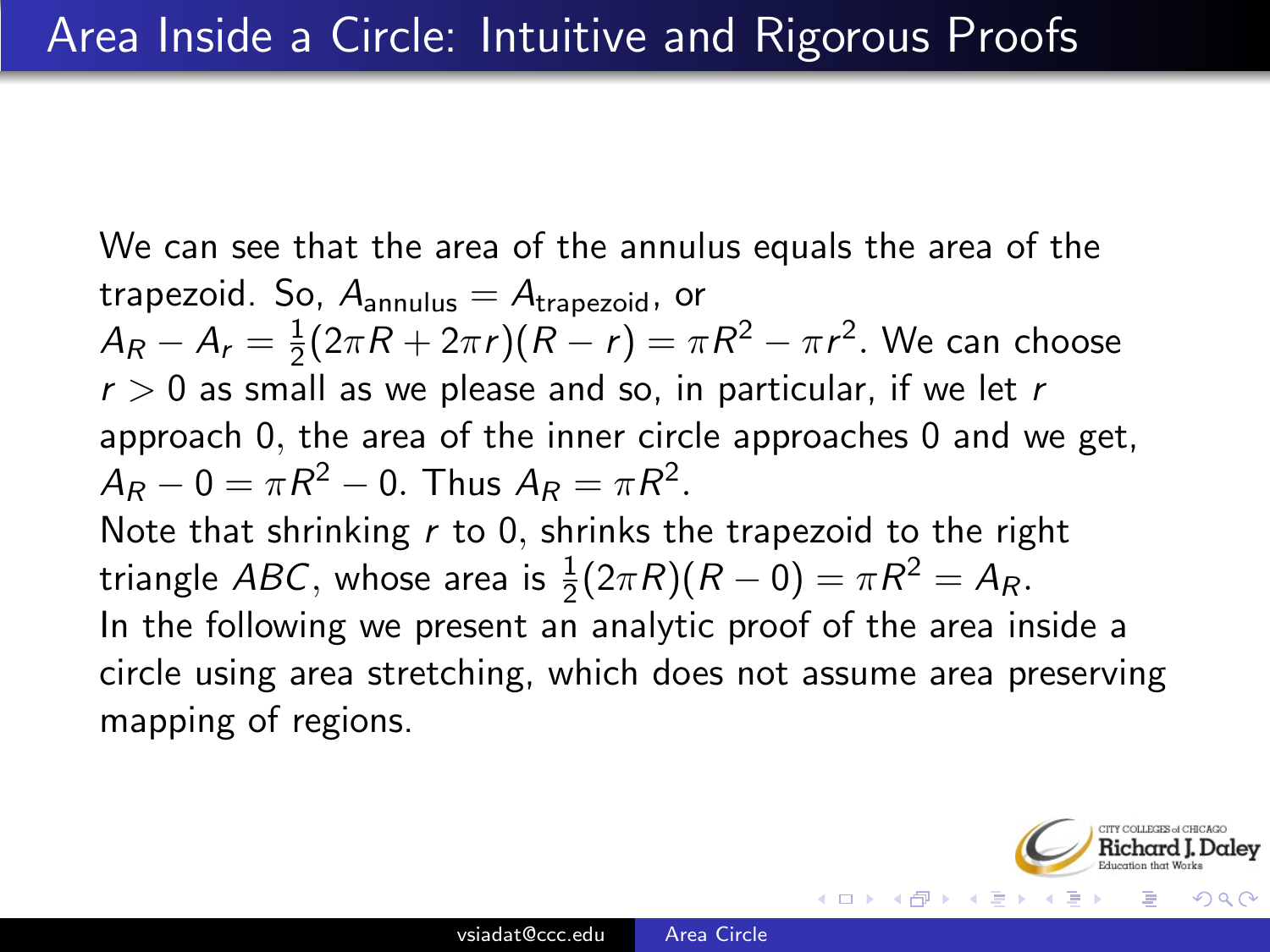# Area Inside a Circle: Intuitive and Rigorous Proofs

We can see that the area of the annulus equals the area of the trapezoid. So, $A_{\text{annulus}} = A_{\text{trapezoid}}$, or $A_R - A_r = \frac{1}{2}(2\pi R + 2\pi r)(R - r) = \pi R^2 - \pi r^2$. We can choose $r > 0$ as small as we please and so, in particular, if we let $r$ approach 0, the area of the inner circle approaches 0 and we get, $A_R - 0 = \pi R^2 - 0$. Thus $A_R = \pi R^2$.

Note that shrinking $r$ to 0, shrinks the trapezoid to the right triangle $ABC$, whose area is $\frac{1}{2}(2\pi R)(R - 0) = \pi R^2 = A_R$.

In the following we present an analytic proof of the area inside a circle using area stretching, which does not assume area preserving mapping of regions.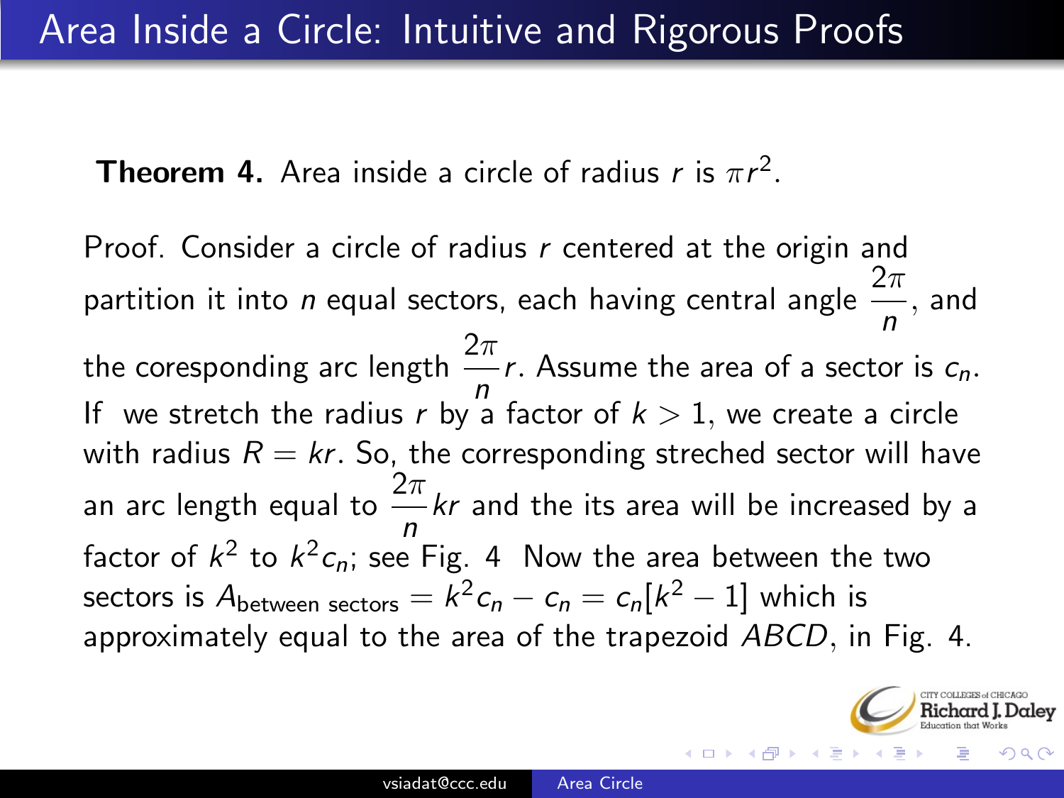## Area Inside a Circle: Intuitive and Rigorous Proofs

**Theorem 4.** Area inside a circle of radius $r$ is $\pi r^2$.

Proof. Consider a circle of radius $r$ centered at the origin and partition it into $n$ equal sectors, each having central angle $\dfrac{2\pi}{n}$, and the coresponding arc length $\dfrac{2\pi}{n}r$. Assume the area of a sector is $c_n$. If we stretch the radius $r$ by a factor of $k > 1$, we create a circle with radius $R = kr$. So, the corresponding streched sector will have an arc length equal to $\dfrac{2\pi}{n}kr$ and the its area will be increased by a factor of $k^2$ to $k^2 c_n$; see Fig. 4 Now the area between the two sectors is $A_{\text{between sectors}} = k^2 c_n - c_n = c_n[k^2 - 1]$ which is approximately equal to the area of the trapezoid $ABCD$, in Fig. 4.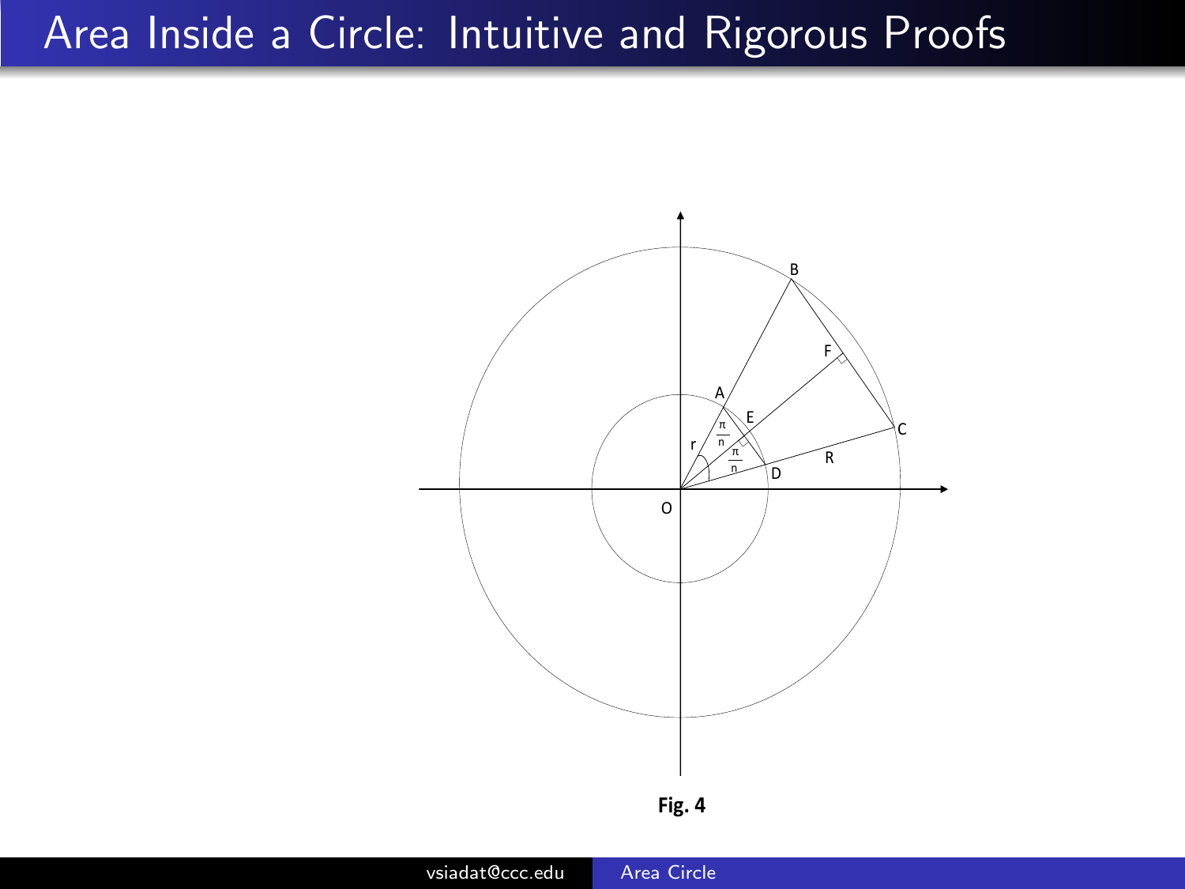# Area Inside a Circle: Intuitive and Rigorous Proofs

**Fig. 4**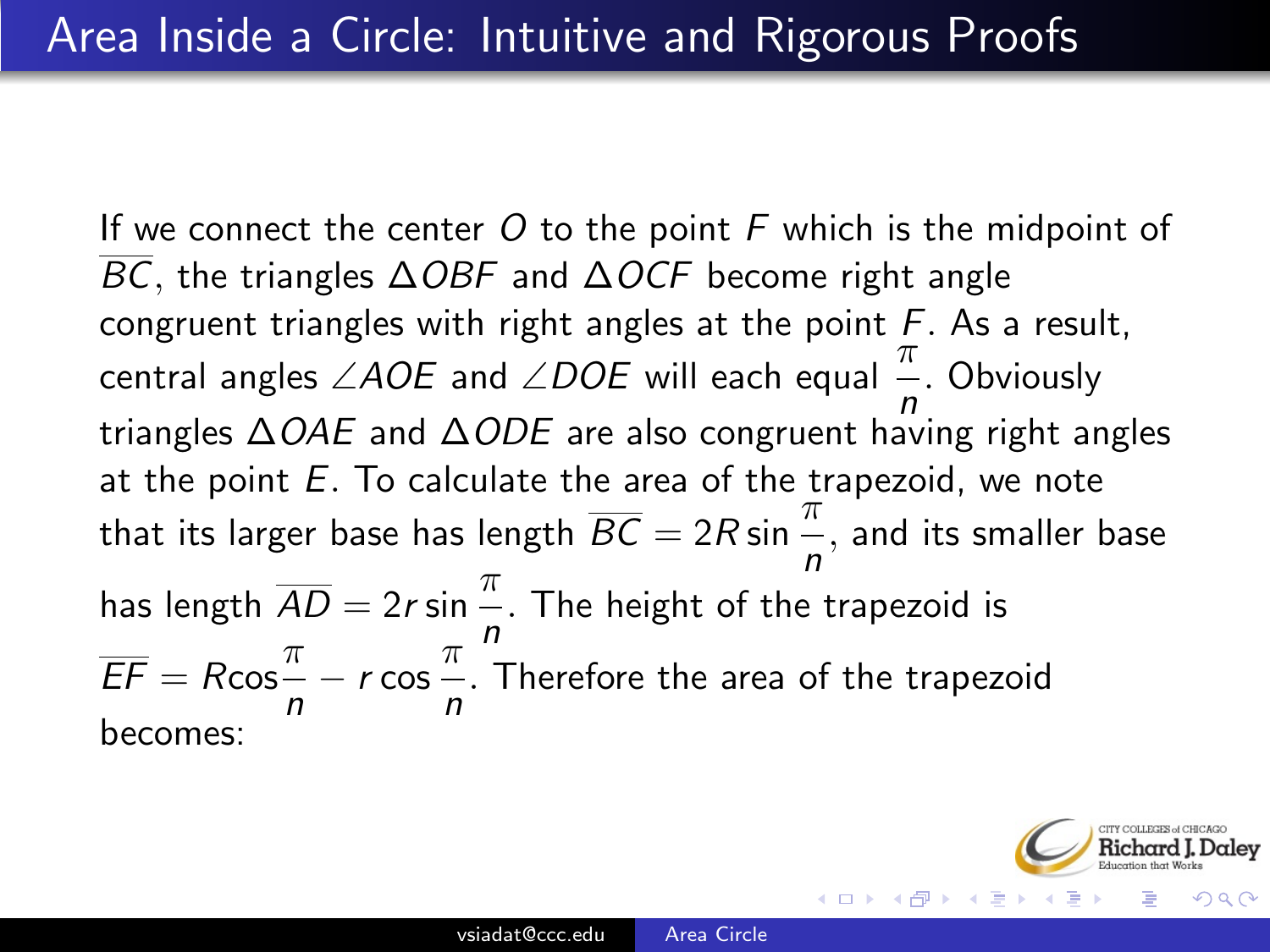# Area Inside a Circle: Intuitive and Rigorous Proofs

If we connect the center $O$ to the point $F$ which is the midpoint of $\overline{BC}$, the triangles $\Delta OBF$ and $\Delta OCF$ become right angle congruent triangles with right angles at the point $F$. As a result, central angles $\angle AOE$ and $\angle DOE$ will each equal $\frac{\pi}{n}$. Obviously triangles $\Delta OAE$ and $\Delta ODE$ are also congruent having right angles at the point $E$. To calculate the area of the trapezoid, we note that its larger base has length $\overline{BC} = 2R\sin\frac{\pi}{n}$, and its smaller base has length $\overline{AD} = 2r\sin\frac{\pi}{n}$. The height of the trapezoid is $\overline{EF} = R\cos\frac{\pi}{n} - r\cos\frac{\pi}{n}$. Therefore the area of the trapezoid becomes: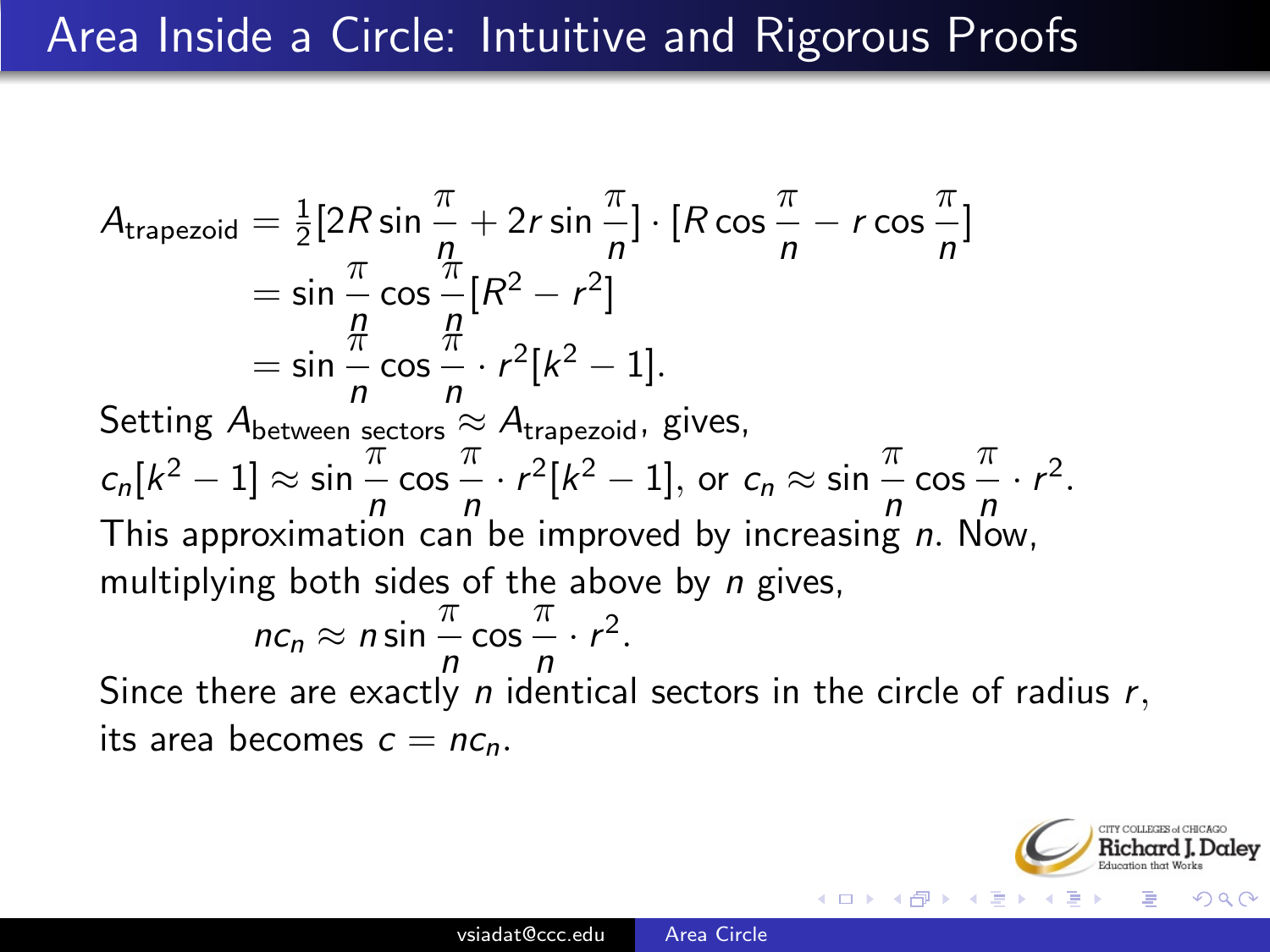# Area Inside a Circle: Intuitive and Rigorous Proofs

$$
\begin{aligned}
A_{\text{trapezoid}} &= \tfrac{1}{2}[2R\sin\frac{\pi}{n} + 2r\sin\frac{\pi}{n}]\cdot[R\cos\frac{\pi}{n} - r\cos\frac{\pi}{n}] \\
&= \sin\frac{\pi}{n}\cos\frac{\pi}{n}[R^2 - r^2] \\
&= \sin\frac{\pi}{n}\cos\frac{\pi}{n}\cdot r^2[k^2 - 1].
\end{aligned}
$$

Setting $A_{\text{between sectors}} \approx A_{\text{trapezoid}}$, gives,

$c_n[k^2 - 1] \approx \sin\frac{\pi}{n}\cos\frac{\pi}{n}\cdot r^2[k^2 - 1]$, or $c_n \approx \sin\frac{\pi}{n}\cos\frac{\pi}{n}\cdot r^2$.

This approximation can be improved by increasing $n$. Now, multiplying both sides of the above by $n$ gives,

$$nc_n \approx n\sin\frac{\pi}{n}\cos\frac{\pi}{n}\cdot r^2.$$

Since there are exactly $n$ identical sectors in the circle of radius $r$, its area becomes $c = nc_n$.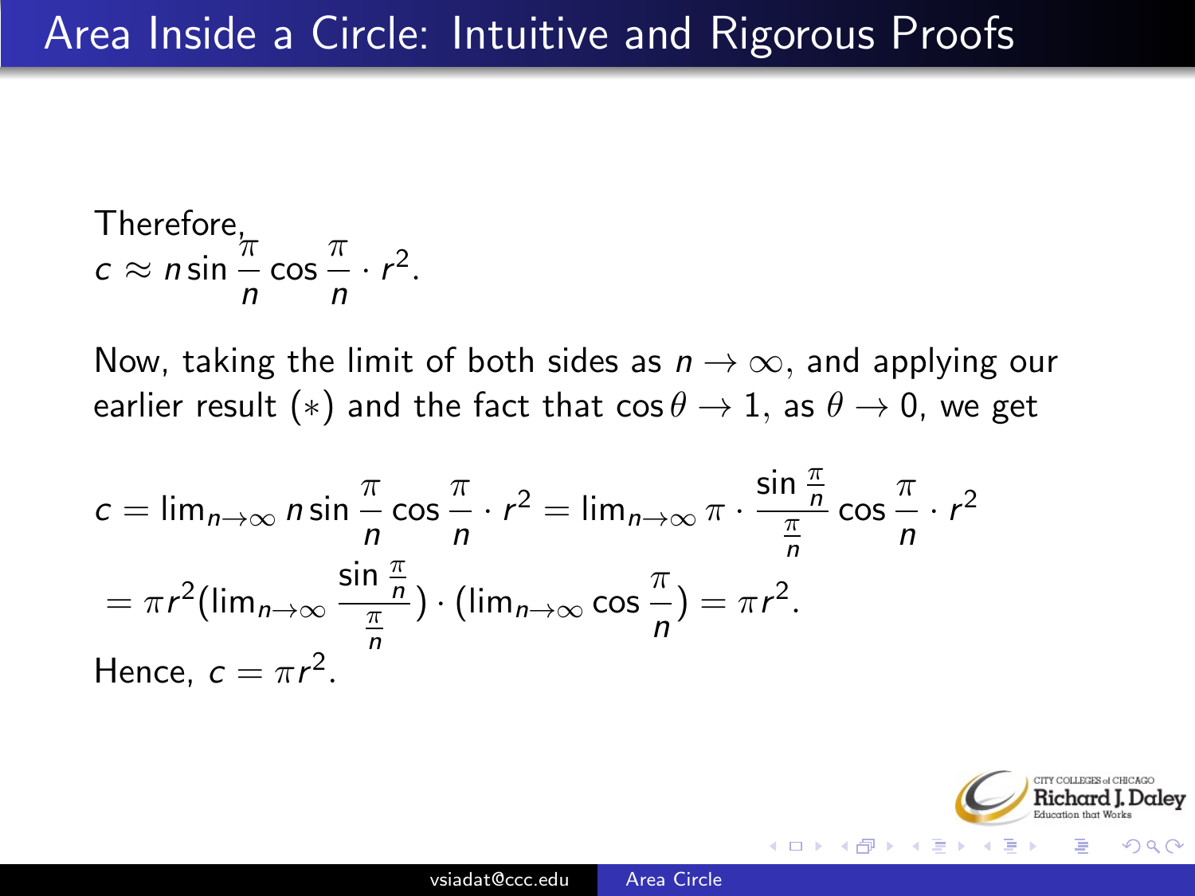# Area Inside a Circle: Intuitive and Rigorous Proofs

Therefore,
$c \approx n \sin \frac{\pi}{n} \cos \frac{\pi}{n} \cdot r^2$.

Now, taking the limit of both sides as $n \to \infty$, and applying our earlier result $(*)$ and the fact that $\cos \theta \to 1$, as $\theta \to 0$, we get

$$c = \lim_{n\to\infty} n \sin \frac{\pi}{n} \cos \frac{\pi}{n} \cdot r^2 = \lim_{n\to\infty} \pi \cdot \frac{\sin \frac{\pi}{n}}{\frac{\pi}{n}} \cos \frac{\pi}{n} \cdot r^2$$

$$= \pi r^2 (\lim_{n\to\infty} \frac{\sin \frac{\pi}{n}}{\frac{\pi}{n}}) \cdot (\lim_{n\to\infty} \cos \frac{\pi}{n}) = \pi r^2.$$

Hence, $c = \pi r^2$.